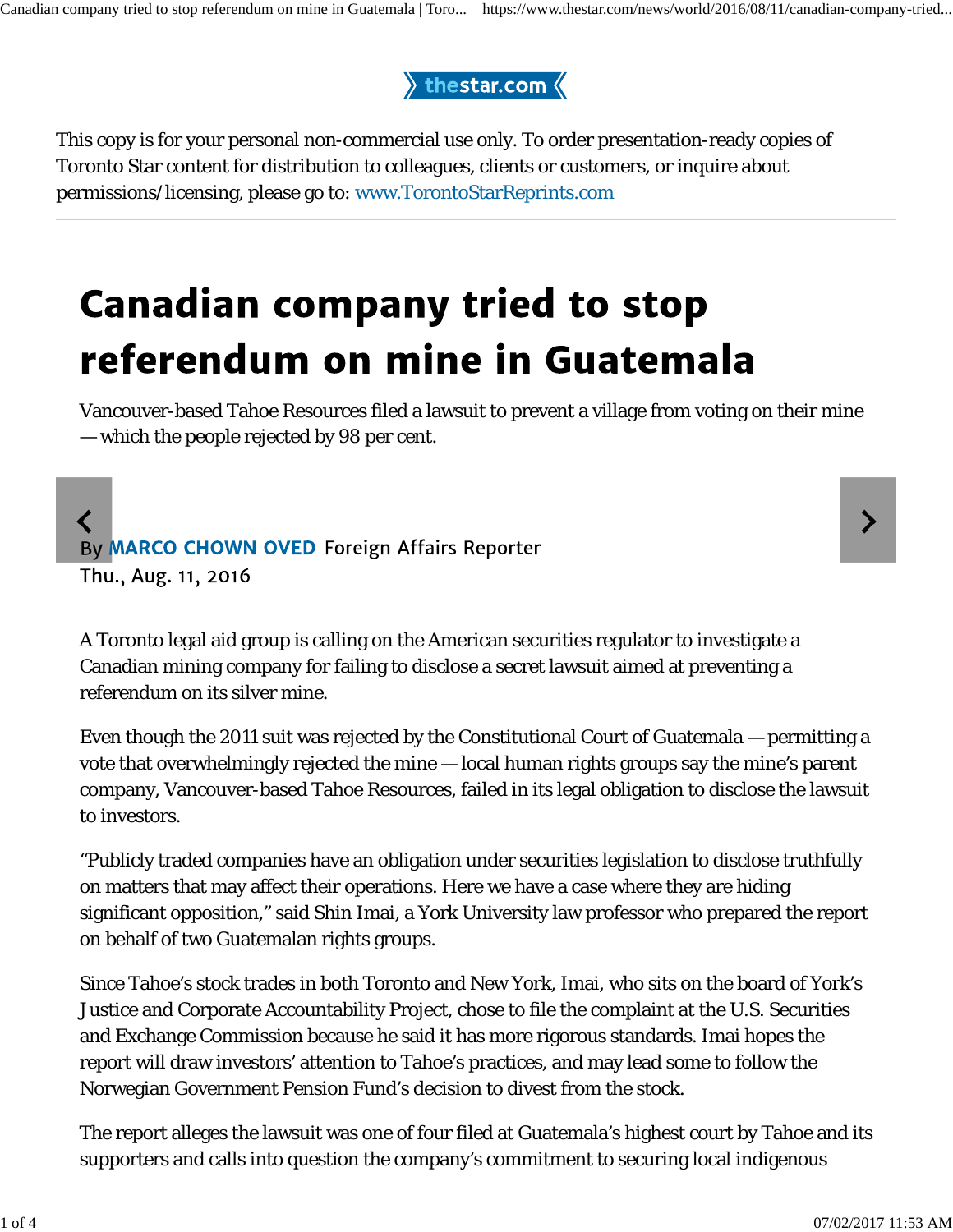thestar.com

This copy is for your personal non-commercial use only. To order presentation-ready copies of Toronto Star content for distribution to colleagues, clients or customers, or inquire about permissions/licensing, please go to: www.TorontoStarReprints.com

# Canadian company tried to stop referendum on mine in Guatemala

Vancouver-based Tahoe Resources filed a lawsuit to prevent a village from voting on their mine — which the people rejected by 98 per cent.

By **MARCO CHOWN OVED** Foreign Affairs Reporter
Thu., Aug. 11, 2016

A Toronto legal aid group is calling on the American securities regulator to investigate a Canadian mining company for failing to disclose a secret lawsuit aimed at preventing a referendum on its silver mine.

Even though the 2011 suit was rejected by the Constitutional Court of Guatemala — permitting a vote that overwhelmingly rejected the mine — local human rights groups say the mine's parent company, Vancouver-based Tahoe Resources, failed in its legal obligation to disclose the lawsuit to investors.

"Publicly traded companies have an obligation under securities legislation to disclose truthfully on matters that may affect their operations. Here we have a case where they are hiding significant opposition," said Shin Imai, a York University law professor who prepared the report on behalf of two Guatemalan rights groups.

Since Tahoe's stock trades in both Toronto and New York, Imai, who sits on the board of York's Justice and Corporate Accountability Project, chose to file the complaint at the U.S. Securities and Exchange Commission because he said it has more rigorous standards. Imai hopes the report will draw investors' attention to Tahoe's practices, and may lead some to follow the Norwegian Government Pension Fund's decision to divest from the stock.

The report alleges the lawsuit was one of four filed at Guatemala's highest court by Tahoe and its supporters and calls into question the company's commitment to securing local indigenous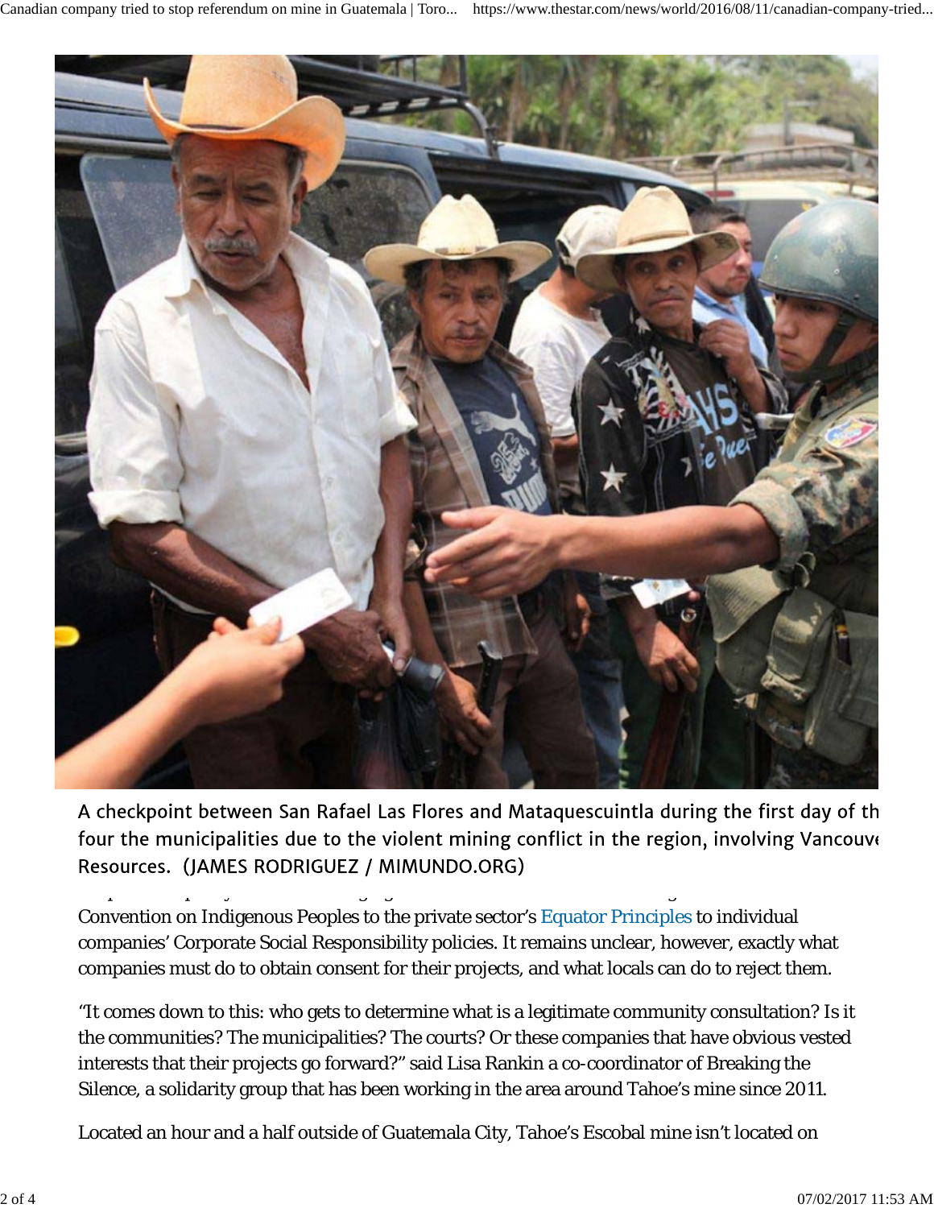A checkpoint between San Rafael Las Flores and Mataquescuintla during the first day of th four the municipalities due to the violent mining conflict in the region, involving Vancouve Resources. (JAMES RODRIGUEZ / MIMUNDO.ORG)

Convention on Indigenous Peoples to the private sector's Equator Principles to individual companies' Corporate Social Responsibility policies. It remains unclear, however, exactly what companies must do to obtain consent for their projects, and what locals can do to reject them.

"It comes down to this: who gets to determine what is a legitimate community consultation? Is it the communities? The municipalities? The courts? Or these companies that have obvious vested interests that their projects go forward?" said Lisa Rankin a co-coordinator of Breaking the Silence, a solidarity group that has been working in the area around Tahoe's mine since 2011.

Located an hour and a half outside of Guatemala City, Tahoe's Escobal mine isn't located on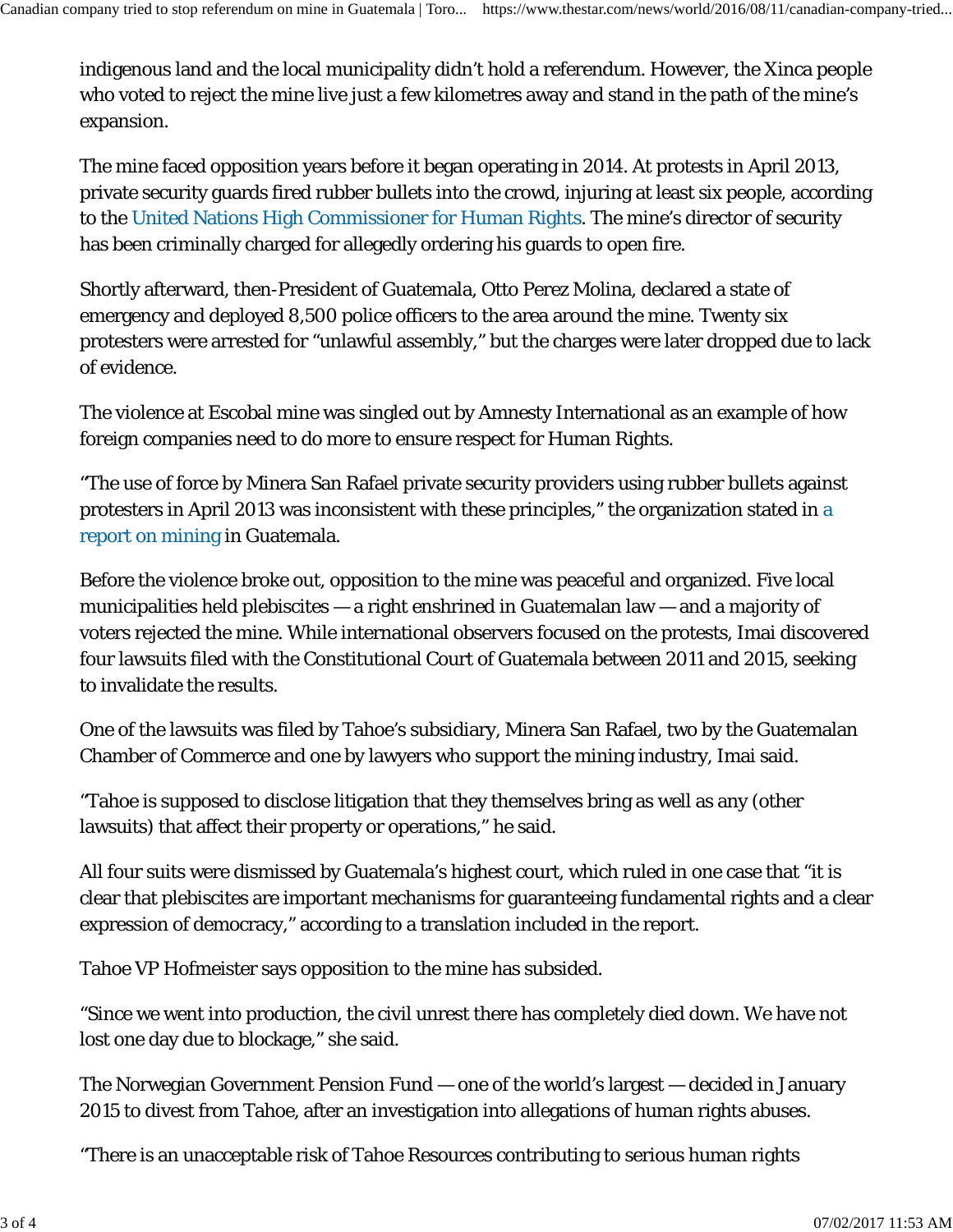indigenous land and the local municipality didn't hold a referendum. However, the Xinca people who voted to reject the mine live just a few kilometres away and stand in the path of the mine's expansion.

The mine faced opposition years before it began operating in 2014. At protests in April 2013, private security guards fired rubber bullets into the crowd, injuring at least six people, according to the United Nations High Commissioner for Human Rights. The mine's director of security has been criminally charged for allegedly ordering his guards to open fire.

Shortly afterward, then-President of Guatemala, Otto Perez Molina, declared a state of emergency and deployed 8,500 police officers to the area around the mine. Twenty six protesters were arrested for "unlawful assembly," but the charges were later dropped due to lack of evidence.

The violence at Escobal mine was singled out by Amnesty International as an example of how foreign companies need to do more to ensure respect for Human Rights.

"The use of force by Minera San Rafael private security providers using rubber bullets against protesters in April 2013 was inconsistent with these principles," the organization stated in a report on mining in Guatemala.

Before the violence broke out, opposition to the mine was peaceful and organized. Five local municipalities held plebiscites — a right enshrined in Guatemalan law — and a majority of voters rejected the mine. While international observers focused on the protests, Imai discovered four lawsuits filed with the Constitutional Court of Guatemala between 2011 and 2015, seeking to invalidate the results.

One of the lawsuits was filed by Tahoe's subsidiary, Minera San Rafael, two by the Guatemalan Chamber of Commerce and one by lawyers who support the mining industry, Imai said.

"Tahoe is supposed to disclose litigation that they themselves bring as well as any (other lawsuits) that affect their property or operations," he said.

All four suits were dismissed by Guatemala's highest court, which ruled in one case that "it is clear that plebiscites are important mechanisms for guaranteeing fundamental rights and a clear expression of democracy," according to a translation included in the report.

Tahoe VP Hofmeister says opposition to the mine has subsided.

"Since we went into production, the civil unrest there has completely died down. We have not lost one day due to blockage," she said.

The Norwegian Government Pension Fund — one of the world's largest — decided in January 2015 to divest from Tahoe, after an investigation into allegations of human rights abuses.

"There is an unacceptable risk of Tahoe Resources contributing to serious human rights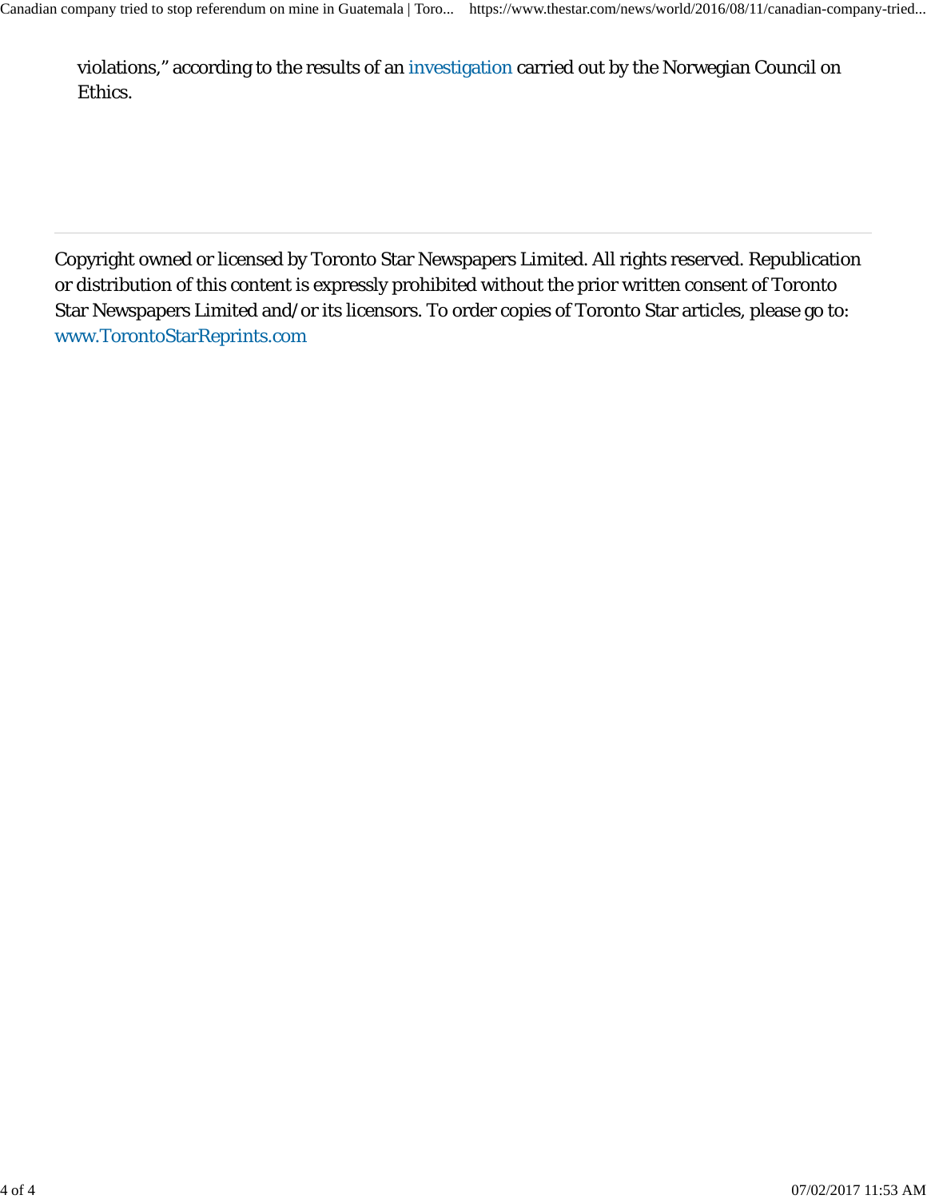violations," according to the results of an investigation carried out by the Norwegian Council on Ethics.

---

Copyright owned or licensed by Toronto Star Newspapers Limited. All rights reserved. Republication or distribution of this content is expressly prohibited without the prior written consent of Toronto Star Newspapers Limited and/or its licensors. To order copies of Toronto Star articles, please go to: www.TorontoStarReprints.com